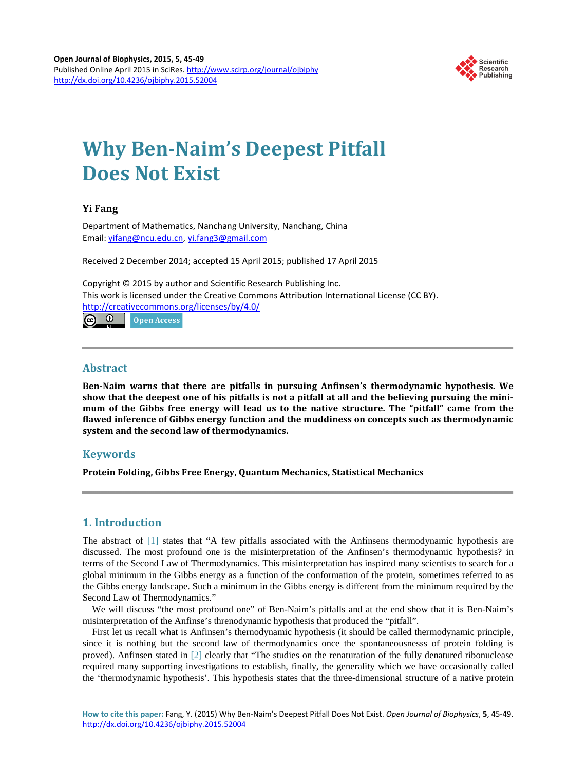# Why Ben-Naim's Deepest Pitfall Does Not Exist

**Yi Fang**

Department of Mathematics, Nanchang University, Nanchang, China
Email: yifang@ncu.edu.cn, yi.fang3@gmail.com

Received 2 December 2014; accepted 15 April 2015; published 17 April 2015

Copyright © 2015 by author and Scientific Research Publishing Inc.
This work is licensed under the Creative Commons Attribution International License (CC BY).
http://creativecommons.org/licenses/by/4.0/

Open Access

## Abstract

**Ben-Naim warns that there are pitfalls in pursuing Anfinsen's thermodynamic hypothesis. We show that the deepest one of his pitfalls is not a pitfall at all and the believing pursuing the minimum of the Gibbs free energy will lead us to the native structure. The "pitfall" came from the flawed inference of Gibbs energy function and the muddiness on concepts such as thermodynamic system and the second law of thermodynamics.**

## Keywords

**Protein Folding, Gibbs Free Energy, Quantum Mechanics, Statistical Mechanics**

## 1. Introduction

The abstract of [1] states that "A few pitfalls associated with the Anfinsens thermodynamic hypothesis are discussed. The most profound one is the misinterpretation of the Anfinsen's thermodynamic hypothesis? in terms of the Second Law of Thermodynamics. This misinterpretation has inspired many scientists to search for a global minimum in the Gibbs energy as a function of the conformation of the protein, sometimes referred to as the Gibbs energy landscape. Such a minimum in the Gibbs energy is different from the minimum required by the Second Law of Thermodynamics."

We will discuss "the most profound one" of Ben-Naim's pitfalls and at the end show that it is Ben-Naim's misinterpretation of the Anfinse's threnodynamic hypothesis that produced the "pitfall".

First let us recall what is Anfinsen's thernodynamic hypothesis (it should be called thermodynamic principle, since it is nothing but the second law of thermodynamics once the spontaneousnesss of protein folding is proved). Anfinsen stated in [2] clearly that "The studies on the renaturation of the fully denatured ribonuclease required many supporting investigations to establish, finally, the generality which we have occasionally called the 'thermodynamic hypothesis'. This hypothesis states that the three-dimensional structure of a native protein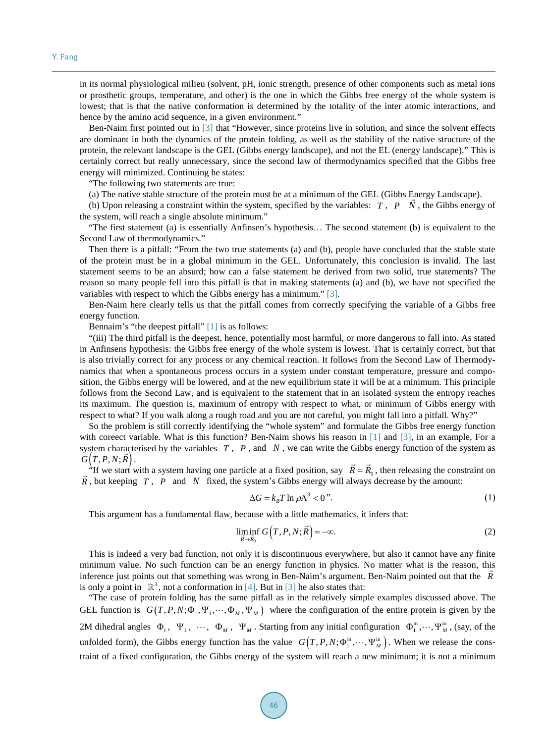in its normal physiological milieu (solvent, pH, ionic strength, presence of other components such as metal ions or prosthetic groups, temperature, and other) is the one in which the Gibbs free energy of the whole system is lowest; that is that the native conformation is determined by the totality of the inter atomic interactions, and hence by the amino acid sequence, in a given environment."

Ben-Naim first pointed out in [3] that "However, since proteins live in solution, and since the solvent effects are dominant in both the dynamics of the protein folding, as well as the stability of the native structure of the protein, the relevant landscape is the GEL (Gibbs energy landscape), and not the EL (energy landscape)." This is certainly correct but really unnecessary, since the second law of thermodynamics specified that the Gibbs free energy will minimized. Continuing he states:

"The following two statements are true:

(a) The native stable structure of the protein must be at a minimum of the GEL (Gibbs Energy Landscape).

(b) Upon releasing a constraint within the system, specified by the variables: $T$, $P$ $\vec{N}$, the Gibbs energy of the system, will reach a single absolute minimum."

"The first statement (a) is essentially Anfinsen's hypothesis… The second statement (b) is equivalent to the Second Law of thermodynamics."

Then there is a pitfall: "From the two true statements (a) and (b), people have concluded that the stable state of the protein must be in a global minimum in the GEL. Unfortunately, this conclusion is invalid. The last statement seems to be an absurd; how can a false statement be derived from two solid, true statements? The reason so many people fell into this pitfall is that in making statements (a) and (b), we have not specified the variables with respect to which the Gibbs energy has a minimum." [3].

Ben-Naim here clearly tells us that the pitfall comes from correctly specifying the variable of a Gibbs free energy function.

Bennaim's "the deepest pitfall" [1] is as follows:

"(iii) The third pitfall is the deepest, hence, potentially most harmful, or more dangerous to fall into. As stated in Anfinsens hypothesis: the Gibbs free energy of the whole system is lowest. That is certainly correct, but that is also trivially correct for any process or any chemical reaction. It follows from the Second Law of Thermodynamics that when a spontaneous process occurs in a system under constant temperature, pressure and composition, the Gibbs energy will be lowered, and at the new equilibrium state it will be at a minimum. This principle follows from the Second Law, and is equivalent to the statement that in an isolated system the entropy reaches its maximum. The question is, maximum of entropy with respect to what, or minimum of Gibbs energy with respect to what? If you walk along a rough road and you are not careful, you might fall into a pitfall. Why?"

So the problem is still correctly identifying the "whole system" and formulate the Gibbs free energy function with coreect variable. What is this function? Ben-Naim shows his reason in [1] and [3], in an example, For a system characterised by the variables $T$, $P$, and $N$, we can write the Gibbs energy function of the system as $G(T,P,N;\vec{R})$.

"If we start with a system having one particle at a fixed position, say $\vec{R}=\vec{R}_0$, then releasing the constraint on $\vec{R}$, but keeping $T$, $P$ and $N$ fixed, the system's Gibbs energy will always decrease by the amount:

$$\Delta G = k_B T \ln \rho \Lambda^3 < 0\text{''}. \tag{1}$$

This argument has a fundamental flaw, because with a little mathematics, it infers that:

$$\liminf_{\vec{R}\to\vec{R}_0} G(T,P,N;\vec{R}) = -\infty. \tag{2}$$

This is indeed a very bad function, not only it is discontinuous everywhere, but also it cannot have any finite minimum value. No such function can be an energy function in physics. No matter what is the reason, this inference just points out that something was wrong in Ben-Naim's argument. Ben-Naim pointed out that the $\vec{R}$ is only a point in $\mathbb{R}^3$, not a conformation in [4]. But in [3] he also states that:

"The case of protein folding has the same pitfall as in the relatively simple examples discussed above. The GEL function is $G(T,P,N;\Phi_1,\Psi_1,\cdots,\Phi_M,\Psi_M)$ where the configuration of the entire protein is given by the 2M dihedral angles $\Phi_1$, $\Psi_1$, $\cdots$, $\Phi_M$, $\Psi_M$. Starting from any initial configuration $\Phi_1^{\text{in}},\cdots,\Psi_M^{\text{in}}$, (say, of the unfolded form), the Gibbs energy function has the value $G(T,P,N;\Phi_1^{\text{in}},\cdots,\Psi_M^{\text{in}})$. When we release the constraint of a fixed configuration, the Gibbs energy of the system will reach a new minimum; it is not a minimum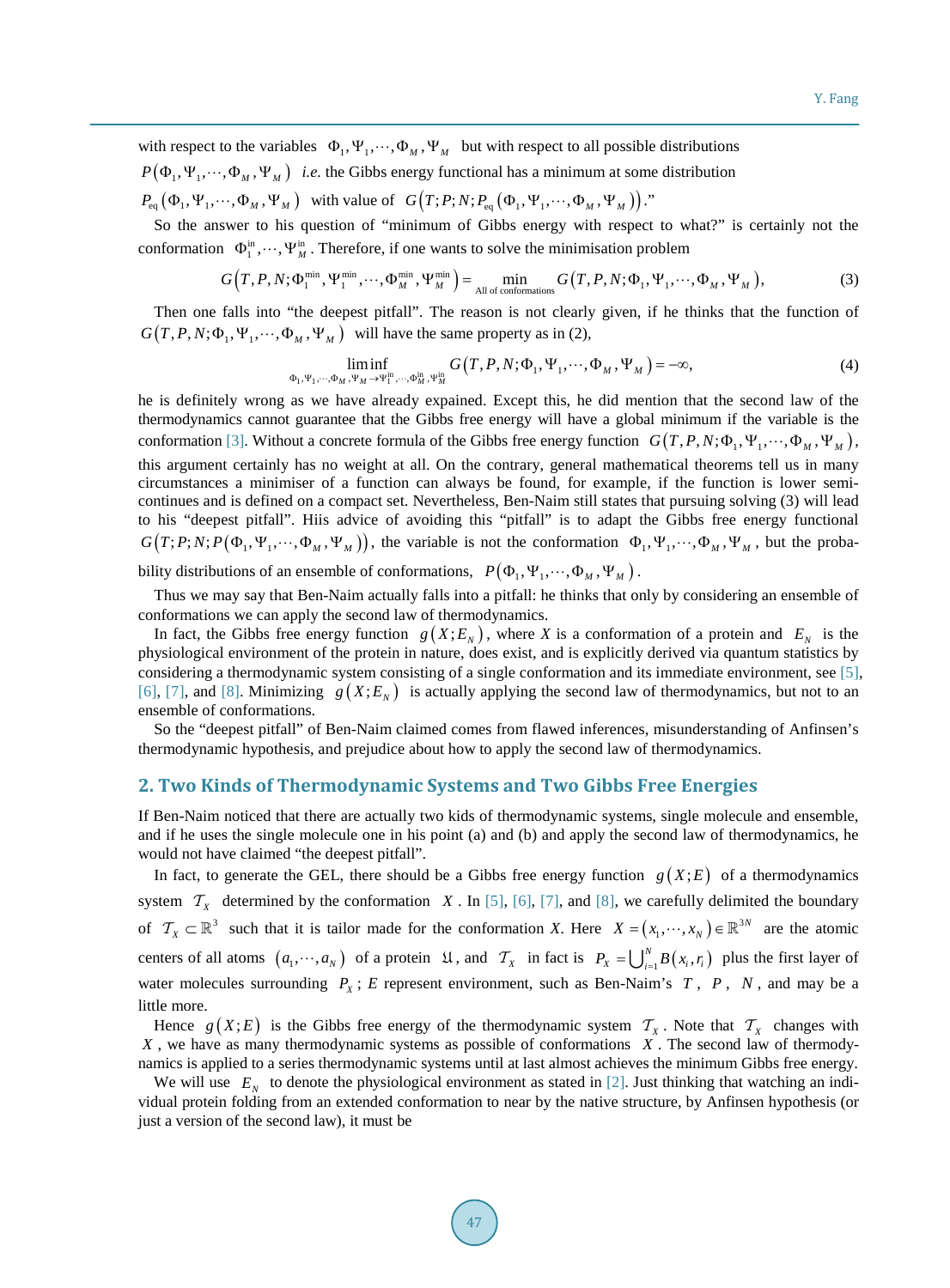with respect to the variables $\Phi_1, \Psi_1, \cdots, \Phi_M, \Psi_M$ but with respect to all possible distributions $P(\Phi_1, \Psi_1, \cdots, \Phi_M, \Psi_M)$ *i.e.* the Gibbs energy functional has a minimum at some distribution $P_{\text{eq}}(\Phi_1, \Psi_1, \cdots, \Phi_M, \Psi_M)$ with value of $G(T; P; N; P_{\text{eq}}(\Phi_1, \Psi_1, \cdots, \Phi_M, \Psi_M))$."

So the answer to his question of "minimum of Gibbs energy with respect to what?" is certainly not the conformation $\Phi_1^{\text{in}}, \cdots, \Psi_M^{\text{in}}$. Therefore, if one wants to solve the minimisation problem

$$G\left(T, P, N; \Phi_1^{\min}, \Psi_1^{\min}, \cdots, \Phi_M^{\min}, \Psi_M^{\min}\right) = \min_{\text{All of conformations}} G\left(T, P, N; \Phi_1, \Psi_1, \cdots, \Phi_M, \Psi_M\right), \tag{3}$$

Then one falls into "the deepest pitfall". The reason is not clearly given, if he thinks that the function of $G(T, P, N; \Phi_1, \Psi_1, \cdots, \Phi_M, \Psi_M)$ will have the same property as in (2),

$$\liminf_{\Phi_1, \Psi_1, \cdots, \Phi_M, \Psi_M \to \Psi_1^{\text{in}}, \cdots, \Phi_M^{\text{in}}, \Psi_M^{\text{in}}} G\left(T, P, N; \Phi_1, \Psi_1, \cdots, \Phi_M, \Psi_M\right) = -\infty, \tag{4}$$

he is definitely wrong as we have already expained. Except this, he did mention that the second law of the thermodynamics cannot guarantee that the Gibbs free energy will have a global minimum if the variable is the conformation [3]. Without a concrete formula of the Gibbs free energy function $G(T, P, N; \Phi_1, \Psi_1, \cdots, \Phi_M, \Psi_M)$, this argument certainly has no weight at all. On the contrary, general mathematical theorems tell us in many circumstances a minimiser of a function can always be found, for example, if the function is lower semi-continues and is defined on a compact set. Nevertheless, Ben-Naim still states that pursuing solving (3) will lead to his "deepest pitfall". Hiis advice of avoiding this "pitfall" is to adapt the Gibbs free energy functional $G(T; P; N; P(\Phi_1, \Psi_1, \cdots, \Phi_M, \Psi_M))$, the variable is not the conformation $\Phi_1, \Psi_1, \cdots, \Phi_M, \Psi_M$, but the probability distributions of an ensemble of conformations, $P(\Phi_1, \Psi_1, \cdots, \Phi_M, \Psi_M)$.

Thus we may say that Ben-Naim actually falls into a pitfall: he thinks that only by considering an ensemble of conformations we can apply the second law of thermodynamics.

In fact, the Gibbs free energy function $g(X; E_N)$, where $X$ is a conformation of a protein and $E_N$ is the physiological environment of the protein in nature, does exist, and is explicitly derived via quantum statistics by considering a thermodynamic system consisting of a single conformation and its immediate environment, see [5], [6], [7], and [8]. Minimizing $g(X; E_N)$ is actually applying the second law of thermodynamics, but not to an ensemble of conformations.

So the "deepest pitfall" of Ben-Naim claimed comes from flawed inferences, misunderstanding of Anfinsen's thermodynamic hypothesis, and prejudice about how to apply the second law of thermodynamics.

## 2. Two Kinds of Thermodynamic Systems and Two Gibbs Free Energies

If Ben-Naim noticed that there are actually two kids of thermodynamic systems, single molecule and ensemble, and if he uses the single molecule one in his point (a) and (b) and apply the second law of thermodynamics, he would not have claimed "the deepest pitfall".

In fact, to generate the GEL, there should be a Gibbs free energy function $g(X; E)$ of a thermodynamics system $\mathcal{T}_X$ determined by the conformation $X$. In [5], [6], [7], and [8], we carefully delimited the boundary of $\mathcal{T}_X \subset \mathbb{R}^3$ such that it is tailor made for the conformation $X$. Here $X = (x_1, \cdots, x_N) \in \mathbb{R}^{3N}$ are the atomic centers of all atoms $(a_1, \cdots, a_N)$ of a protein $\mathfrak{U}$, and $\mathcal{T}_X$ in fact is $P_X = \bigcup_{i=1}^{N} B(x_i, r_i)$ plus the first layer of water molecules surrounding $P_X$; $E$ represent environment, such as Ben-Naim's $T$, $P$, $N$, and may be a little more.

Hence $g(X; E)$ is the Gibbs free energy of the thermodynamic system $\mathcal{T}_X$. Note that $\mathcal{T}_X$ changes with $X$, we have as many thermodynamic systems as possible of conformations $X$. The second law of thermodynamics is applied to a series thermodynamic systems until at last almost achieves the minimum Gibbs free energy.

We will use $E_N$ to denote the physiological environment as stated in [2]. Just thinking that watching an individual protein folding from an extended conformation to near by the native structure, by Anfinsen hypothesis (or just a version of the second law), it must be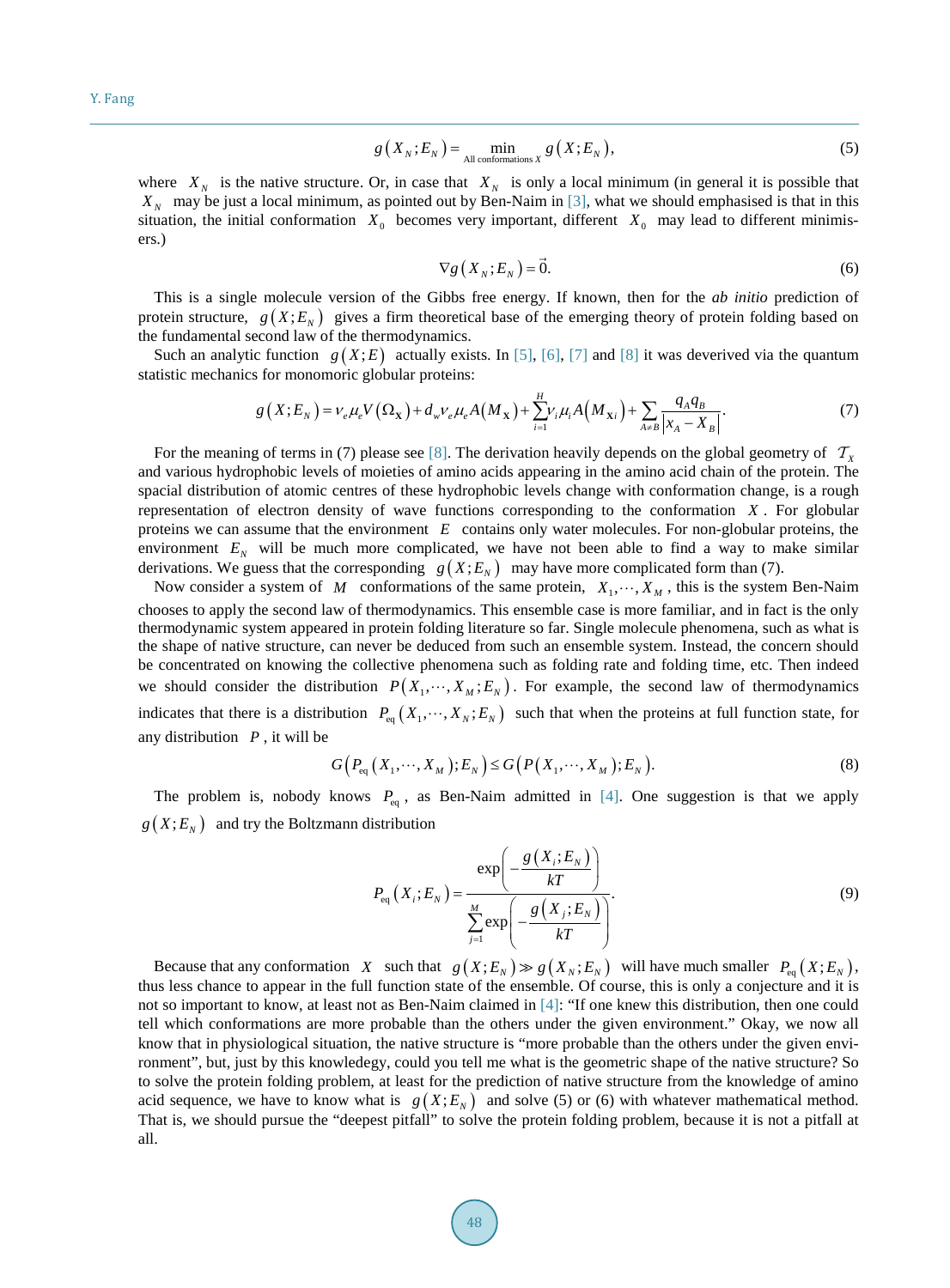$$g(X_N;E_N) = \min_{\text{All conformations } X} g(X;E_N), \tag{5}$$

where $X_N$ is the native structure. Or, in case that $X_N$ is only a local minimum (in general it is possible that $X_N$ may be just a local minimum, as pointed out by Ben-Naim in [3], what we should emphasised is that in this situation, the initial conformation $X_0$ becomes very important, different $X_0$ may lead to different minimisers.)

$$\nabla g(X_N;E_N) = \vec{0}. \tag{6}$$

This is a single molecule version of the Gibbs free energy. If known, then for the *ab initio* prediction of protein structure, $g(X;E_N)$ gives a firm theoretical base of the emerging theory of protein folding based on the fundamental second law of the thermodynamics.

Such an analytic function $g(X;E)$ actually exists. In [5], [6], [7] and [8] it was deverived via the quantum statistic mechanics for monomoric globular proteins:

$$g(X;E_N) = \nu_e \mu_e V(\Omega_{\mathbf{X}}) + d_w \nu_e \mu_e A(M_{\mathbf{X}}) + \sum_{i=1}^{H} \nu_i \mu_i A(M_{\mathbf{X}i}) + \sum_{A \neq B} \frac{q_A q_B}{|x_A - X_B|}. \tag{7}$$

For the meaning of terms in (7) please see [8]. The derivation heavily depends on the global geometry of $\mathcal{T}_X$ and various hydrophobic levels of moieties of amino acids appearing in the amino acid chain of the protein. The spacial distribution of atomic centres of these hydrophobic levels change with conformation change, is a rough representation of electron density of wave functions corresponding to the conformation $X$. For globular proteins we can assume that the environment $E$ contains only water molecules. For non-globular proteins, the environment $E_N$ will be much more complicated, we have not been able to find a way to make similar derivations. We guess that the corresponding $g(X;E_N)$ may have more complicated form than (7).

Now consider a system of $M$ conformations of the same protein, $X_1, \cdots, X_M$, this is the system Ben-Naim chooses to apply the second law of thermodynamics. This ensemble case is more familiar, and in fact is the only thermodynamic system appeared in protein folding literature so far. Single molecule phenomena, such as what is the shape of native structure, can never be deduced from such an ensemble system. Instead, the concern should be concentrated on knowing the collective phenomena such as folding rate and folding time, etc. Then indeed we should consider the distribution $P(X_1, \cdots, X_M; E_N)$. For example, the second law of thermodynamics indicates that there is a distribution $P_{\text{eq}}(X_1, \cdots, X_N; E_N)$ such that when the proteins at full function state, for any distribution $P$, it will be

$$G(P_{\text{eq}}(X_1, \cdots, X_M); E_N) \le G(P(X_1, \cdots, X_M); E_N). \tag{8}$$

The problem is, nobody knows $P_{\text{eq}}$, as Ben-Naim admitted in [4]. One suggestion is that we apply $g(X;E_N)$ and try the Boltzmann distribution

$$P_{\text{eq}}(X_i;E_N) = \frac{\exp\left(-\frac{g(X_i;E_N)}{kT}\right)}{\sum_{j=1}^{M} \exp\left(-\frac{g(X_j;E_N)}{kT}\right)}. \tag{9}$$

Because that any conformation $X$ such that $g(X;E_N) \gg g(X_N;E_N)$ will have much smaller $P_{\text{eq}}(X;E_N)$, thus less chance to appear in the full function state of the ensemble. Of course, this is only a conjecture and it is not so important to know, at least not as Ben-Naim claimed in [4]: "If one knew this distribution, then one could tell which conformations are more probable than the others under the given environment." Okay, we now all know that in physiological situation, the native structure is "more probable than the others under the given environment", but, just by this knowledegy, could you tell me what is the geometric shape of the native structure? So to solve the protein folding problem, at least for the prediction of native structure from the knowledge of amino acid sequence, we have to know what is $g(X;E_N)$ and solve (5) or (6) with whatever mathematical method. That is, we should pursue the "deepest pitfall" to solve the protein folding problem, because it is not a pitfall at all.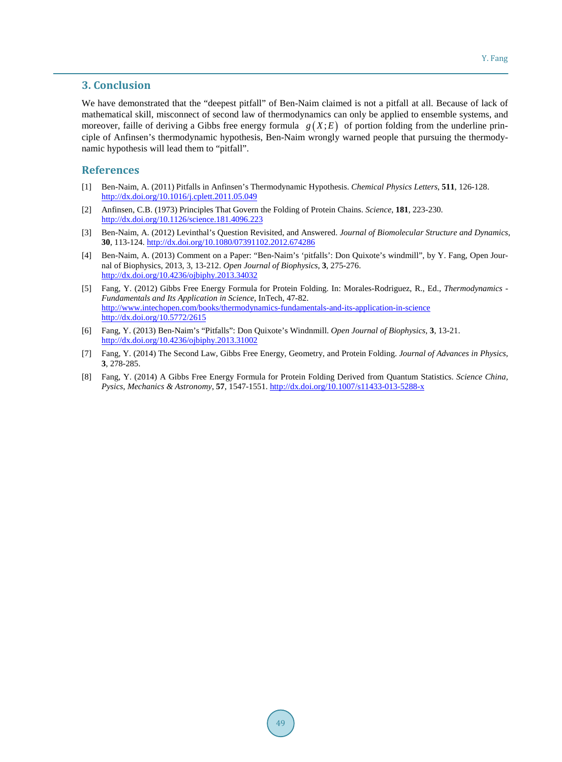## 3. Conclusion

We have demonstrated that the "deepest pitfall" of Ben-Naim claimed is not a pitfall at all. Because of lack of mathematical skill, misconnect of second law of thermodynamics can only be applied to ensemble systems, and moreover, faille of deriving a Gibbs free energy formula $g(X;E)$ of portion folding from the underline principle of Anfinsen's thermodynamic hypothesis, Ben-Naim wrongly warned people that pursuing the thermodynamic hypothesis will lead them to "pitfall".

## References

[1] Ben-Naim, A. (2011) Pitfalls in Anfinsen's Thermodynamic Hypothesis. *Chemical Physics Letters*, **511**, 126-128. http://dx.doi.org/10.1016/j.cplett.2011.05.049

[2] Anfinsen, C.B. (1973) Principles That Govern the Folding of Protein Chains. *Science*, **181**, 223-230. http://dx.doi.org/10.1126/science.181.4096.223

[3] Ben-Naim, A. (2012) Levinthal's Question Revisited, and Answered. *Journal of Biomolecular Structure and Dynamics*, **30**, 113-124. http://dx.doi.org/10.1080/07391102.2012.674286

[4] Ben-Naim, A. (2013) Comment on a Paper: "Ben-Naim's 'pitfalls': Don Quixote's windmill", by Y. Fang, Open Journal of Biophysics, 2013, 3, 13-212. *Open Journal of Biophysics*, **3**, 275-276. http://dx.doi.org/10.4236/ojbiphy.2013.34032

[5] Fang, Y. (2012) Gibbs Free Energy Formula for Protein Folding. In: Morales-Rodriguez, R., Ed., *Thermodynamics - Fundamentals and Its Application in Science*, InTech, 47-82. http://www.intechopen.com/books/thermodynamics-fundamentals-and-its-application-in-science http://dx.doi.org/10.5772/2615

[6] Fang, Y. (2013) Ben-Naim's "Pitfalls": Don Quixote's Windnmill. *Open Journal of Biophysics*, **3**, 13-21. http://dx.doi.org/10.4236/ojbiphy.2013.31002

[7] Fang, Y. (2014) The Second Law, Gibbs Free Energy, Geometry, and Protein Folding. *Journal of Advances in Physics*, **3**, 278-285.

[8] Fang, Y. (2014) A Gibbs Free Energy Formula for Protein Folding Derived from Quantum Statistics. *Science China, Pysics, Mechanics & Astronomy*, **57**, 1547-1551. http://dx.doi.org/10.1007/s11433-013-5288-x